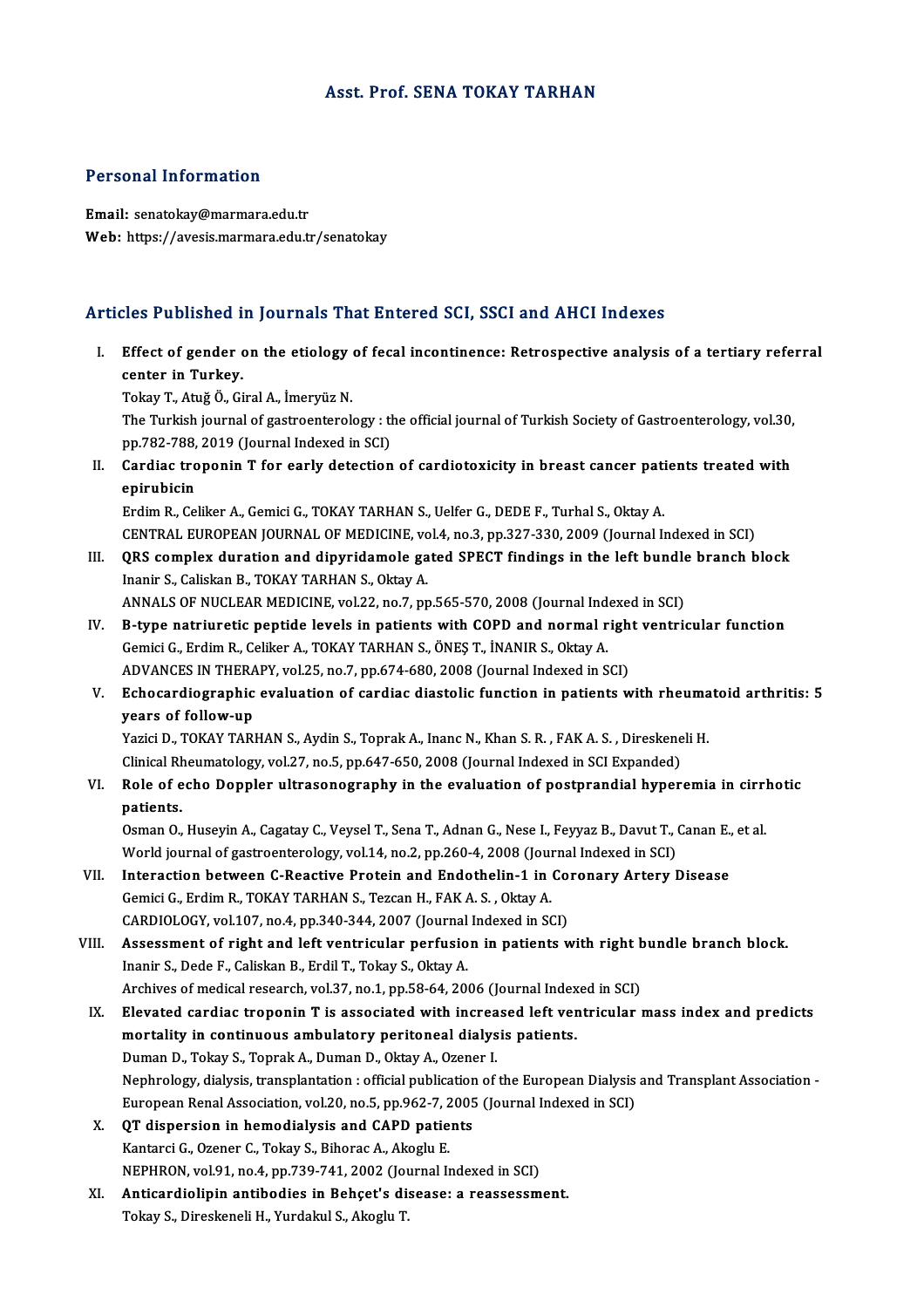# Asst. Prof. SENA TOKAY TARHAN

## Personal Information

**Email:** senatokay@marmara.edu.tr
**Web:** https://avesis.marmara.edu.tr/senatokay

## Articles Published in Journals That Entered SCI, SSCI and AHCI Indexes

I. **Effect of gender on the etiology of fecal incontinence: Retrospective analysis of a tertiary referral center in Turkey.**
Tokay T., Atuğ Ö., Giral A., İmeryüz N.
The Turkish journal of gastroenterology : the official journal of Turkish Society of Gastroenterology, vol.30, pp.782-788, 2019 (Journal Indexed in SCI)

II. **Cardiac troponin T for early detection of cardiotoxicity in breast cancer patients treated with epirubicin**
Erdim R., Celiker A., Gemici G., TOKAY TARHAN S., Uelfer G., DEDE F., Turhal S., Oktay A.
CENTRAL EUROPEAN JOURNAL OF MEDICINE, vol.4, no.3, pp.327-330, 2009 (Journal Indexed in SCI)

III. **QRS complex duration and dipyridamole gated SPECT findings in the left bundle branch block**
Inanir S., Caliskan B., TOKAY TARHAN S., Oktay A.
ANNALS OF NUCLEAR MEDICINE, vol.22, no.7, pp.565-570, 2008 (Journal Indexed in SCI)

IV. **B-type natriuretic peptide levels in patients with COPD and normal right ventricular function**
Gemici G., Erdim R., Celiker A., TOKAY TARHAN S., ÖNEŞ T., İNANIR S., Oktay A.
ADVANCES IN THERAPY, vol.25, no.7, pp.674-680, 2008 (Journal Indexed in SCI)

V. **Echocardiographic evaluation of cardiac diastolic function in patients with rheumatoid arthritis: 5 years of follow-up**
Yazici D., TOKAY TARHAN S., Aydin S., Toprak A., Inanc N., Khan S. R. , FAK A. S. , Direskeneli H.
Clinical Rheumatology, vol.27, no.5, pp.647-650, 2008 (Journal Indexed in SCI Expanded)

VI. **Role of echo Doppler ultrasonography in the evaluation of postprandial hyperemia in cirrhotic patients.**
Osman O., Huseyin A., Cagatay C., Veysel T., Sena T., Adnan G., Nese I., Feyyaz B., Davut T., Canan E., et al.
World journal of gastroenterology, vol.14, no.2, pp.260-4, 2008 (Journal Indexed in SCI)

VII. **Interaction between C-Reactive Protein and Endothelin-1 in Coronary Artery Disease**
Gemici G., Erdim R., TOKAY TARHAN S., Tezcan H., FAK A. S. , Oktay A.
CARDIOLOGY, vol.107, no.4, pp.340-344, 2007 (Journal Indexed in SCI)

VIII. **Assessment of right and left ventricular perfusion in patients with right bundle branch block.**
Inanir S., Dede F., Caliskan B., Erdil T., Tokay S., Oktay A.
Archives of medical research, vol.37, no.1, pp.58-64, 2006 (Journal Indexed in SCI)

IX. **Elevated cardiac troponin T is associated with increased left ventricular mass index and predicts mortality in continuous ambulatory peritoneal dialysis patients.**
Duman D., Tokay S., Toprak A., Duman D., Oktay A., Ozener I.
Nephrology, dialysis, transplantation : official publication of the European Dialysis and Transplant Association - European Renal Association, vol.20, no.5, pp.962-7, 2005 (Journal Indexed in SCI)

X. **QT dispersion in hemodialysis and CAPD patients**
Kantarci G., Ozener C., Tokay S., Bihorac A., Akoglu E.
NEPHRON, vol.91, no.4, pp.739-741, 2002 (Journal Indexed in SCI)

XI. **Anticardiolipin antibodies in Behçet's disease: a reassessment.**
Tokay S., Direskeneli H., Yurdakul S., Akoglu T.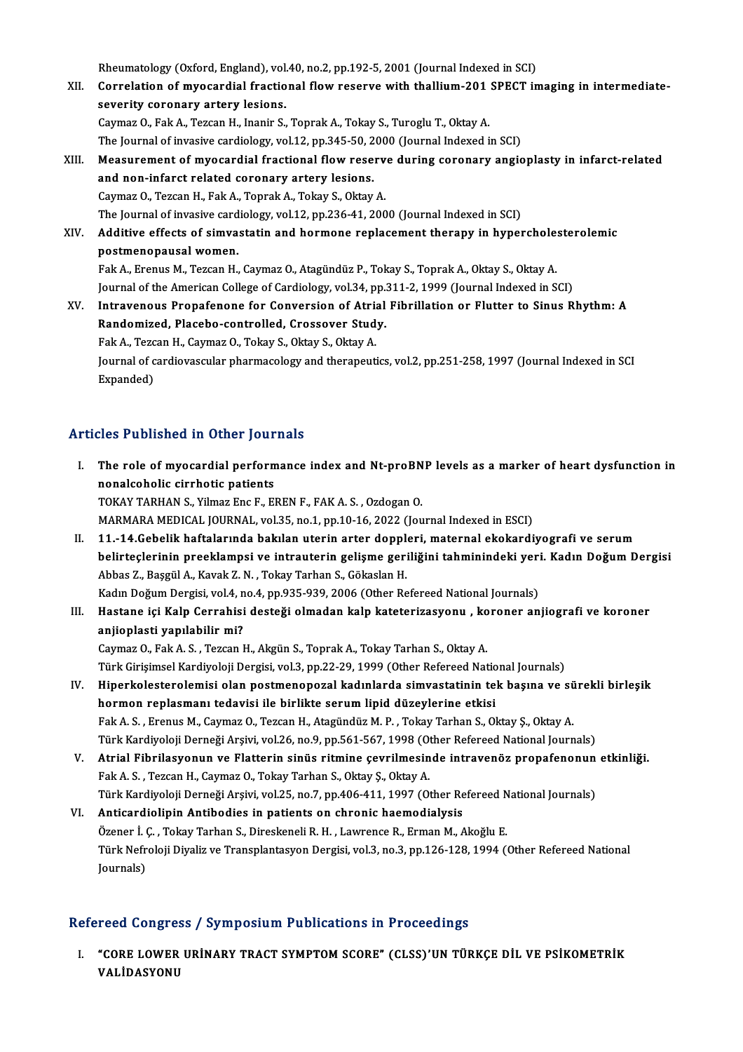Rheumatology (Oxford, England), vol.40, no.2, pp.192-5, 2001 (Journal Indexed in SCI)

XII. **Correlation of myocardial fractional flow reserve with thallium-201 SPECT imaging in intermediate-severity coronary artery lesions.**
Caymaz O., Fak A., Tezcan H., Inanir S., Toprak A., Tokay S., Turoglu T., Oktay A.
The Journal of invasive cardiology, vol.12, pp.345-50, 2000 (Journal Indexed in SCI)

XIII. **Measurement of myocardial fractional flow reserve during coronary angioplasty in infarct-related and non-infarct related coronary artery lesions.**
Caymaz O., Tezcan H., Fak A., Toprak A., Tokay S., Oktay A.
The Journal of invasive cardiology, vol.12, pp.236-41, 2000 (Journal Indexed in SCI)

XIV. **Additive effects of simvastatin and hormone replacement therapy in hypercholesterolemic postmenopausal women.**
Fak A., Erenus M., Tezcan H., Caymaz O., Atagündüz P., Tokay S., Toprak A., Oktay S., Oktay A.
Journal of the American College of Cardiology, vol.34, pp.311-2, 1999 (Journal Indexed in SCI)

XV. **Intravenous Propafenone for Conversion of Atrial Fibrillation or Flutter to Sinus Rhythm: A Randomized, Placebo-controlled, Crossover Study.**
Fak A., Tezcan H., Caymaz O., Tokay S., Oktay S., Oktay A.
Journal of cardiovascular pharmacology and therapeutics, vol.2, pp.251-258, 1997 (Journal Indexed in SCI Expanded)

## Articles Published in Other Journals

I. **The role of myocardial performance index and Nt-proBNP levels as a marker of heart dysfunction in nonalcoholic cirrhotic patients**
TOKAY TARHAN S., Yilmaz Enc F., EREN F., FAK A. S. , Ozdogan O.
MARMARA MEDICAL JOURNAL, vol.35, no.1, pp.10-16, 2022 (Journal Indexed in ESCI)

II. **11.-14.Gebelik haftalarında bakılan uterin arter doppleri, maternal ekokardiyografi ve serum belirteçlerinin preeklampsi ve intrauterin gelişme geriliğini tahminindeki yeri. Kadın Doğum Dergisi**
Abbas Z., Başgül A., Kavak Z. N. , Tokay Tarhan S., Gökaslan H.
Kadın Doğum Dergisi, vol.4, no.4, pp.935-939, 2006 (Other Refereed National Journals)

III. **Hastane içi Kalp Cerrahisi desteği olmadan kalp kateterizasyonu , koroner anjiografi ve koroner anjioplasti yapılabilir mi?**
Caymaz O., Fak A. S. , Tezcan H., Akgün S., Toprak A., Tokay Tarhan S., Oktay A.
Türk Girişimsel Kardiyoloji Dergisi, vol.3, pp.22-29, 1999 (Other Refereed National Journals)

IV. **Hiperkolesterolemisi olan postmenopozal kadınlarda simvastatinin tek başına ve sürekli birleşik hormon replasmanı tedavisi ile birlikte serum lipid düzeylerine etkisi**
Fak A. S. , Erenus M., Caymaz O., Tezcan H., Atagündüz M. P. , Tokay Tarhan S., Oktay Ş., Oktay A.
Türk Kardiyoloji Derneği Arşivi, vol.26, no.9, pp.561-567, 1998 (Other Refereed National Journals)

V. **Atrial Fibrilasyonun ve Flatterin sinüs ritmine çevrilmesinde intravenöz propafenonun etkinliği.**
Fak A. S. , Tezcan H., Caymaz O., Tokay Tarhan S., Oktay Ş., Oktay A.
Türk Kardiyoloji Derneği Arşivi, vol.25, no.7, pp.406-411, 1997 (Other Refereed National Journals)

VI. **Anticardiolipin Antibodies in patients on chronic haemodialysis**
Özener İ. Ç. , Tokay Tarhan S., Direskeneli R. H. , Lawrence R., Erman M., Akoğlu E.
Türk Nefroloji Diyaliz ve Transplantasyon Dergisi, vol.3, no.3, pp.126-128, 1994 (Other Refereed National Journals)

## Refereed Congress / Symposium Publications in Proceedings

I. **"CORE LOWER URİNARY TRACT SYMPTOM SCORE" (CLSS)'UN TÜRKÇE DİL VE PSİKOMETRİK VALİDASYONU**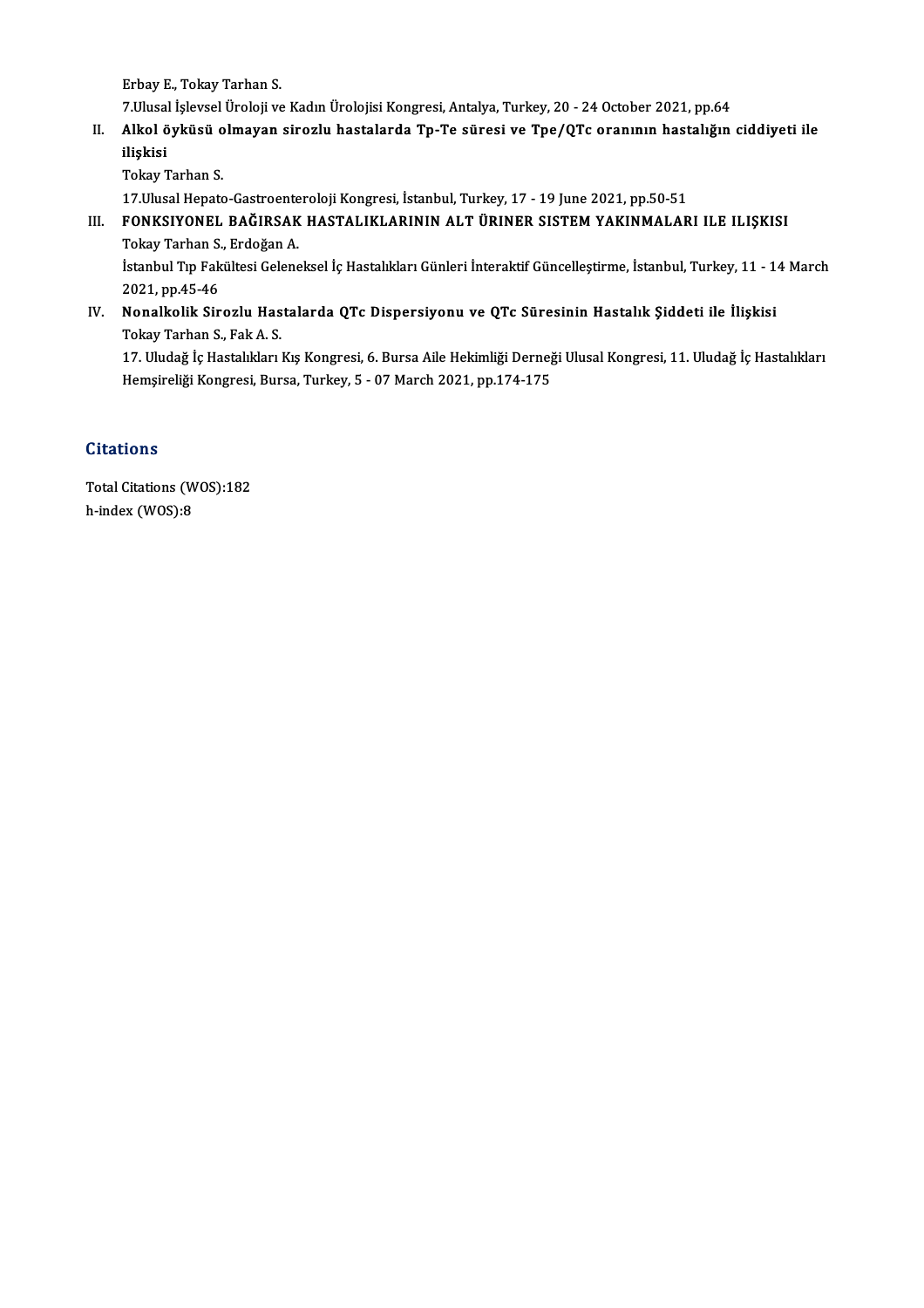Erbay E., Tokay Tarhan S.

7.Ulusal İşlevsel Üroloji ve Kadın Ürolojisi Kongresi, Antalya, Turkey, 20 - 24 October 2021, pp.64

II. **Alkol öyküsü olmayan sirozlu hastalarda Tp-Te süresi ve Tpe/QTc oranının hastalığın ciddiyeti ile ilişkisi**

Tokay Tarhan S.

17.Ulusal Hepato-Gastroenteroloji Kongresi, İstanbul, Turkey, 17 - 19 June 2021, pp.50-51

III. **FONKSIYONEL BAĞIRSAK HASTALIKLARININ ALT ÜRINER SISTEM YAKINMALARI ILE ILIŞKISI**

Tokay Tarhan S., Erdoğan A.

İstanbul Tıp Fakültesi Geleneksel İç Hastalıkları Günleri İnteraktif Güncelleştirme, İstanbul, Turkey, 11 - 14 March 2021, pp.45-46

IV. **Nonalkolik Sirozlu Hastalarda QTc Dispersiyonu ve QTc Süresinin Hastalık Şiddeti ile İlişkisi**

Tokay Tarhan S., Fak A. S.

17. Uludağ İç Hastalıkları Kış Kongresi, 6. Bursa Aile Hekimliği Derneği Ulusal Kongresi, 11. Uludağ İç Hastalıkları Hemşireliği Kongresi, Bursa, Turkey, 5 - 07 March 2021, pp.174-175

## Citations

Total Citations (WOS):182

h-index (WOS):8